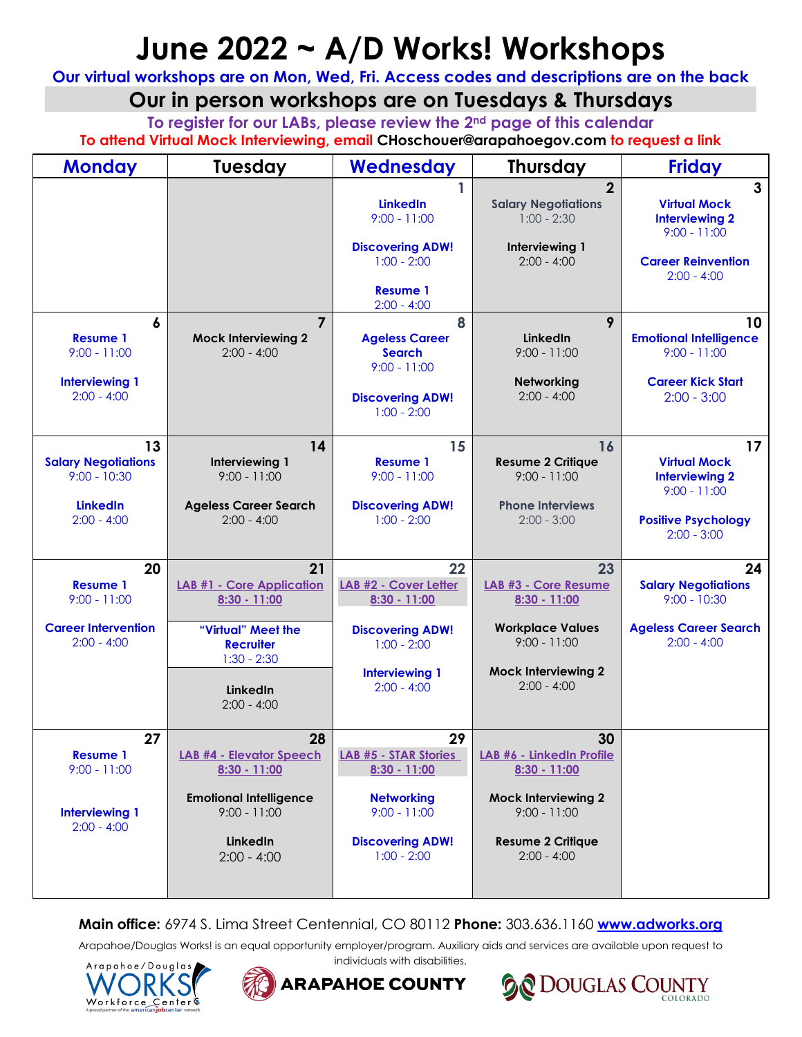# June 2022 ~ A/D Works! Workshops

**Our virtual workshops are on Mon, Wed, Fri. Access codes and descriptions are on the back**

## Our in person workshops are on Tuesdays & Thursdays

**To register for our LABs, please review the 2nd page of this calendar**

**To attend Virtual Mock Interviewing, email CHoschouer@arapahoegov.com to request a link**

| Monday | Tuesday | Wednesday | Thursday | Friday |
|---|---|---|---|---|
| | | **1**<br>**LinkedIn** 9:00 - 11:00<br>**Discovering ADW!** 1:00 - 2:00<br>**Resume 1** 2:00 - 4:00 | **2**<br>**Salary Negotiations** 1:00 - 2:30<br>**Interviewing 1** 2:00 - 4:00 | **3**<br>**Virtual Mock Interviewing 2** 9:00 - 11:00<br>**Career Reinvention** 2:00 - 4:00 |
| **6**<br>**Resume 1** 9:00 - 11:00<br>**Interviewing 1** 2:00 - 4:00 | **7**<br>**Mock Interviewing 2** 2:00 - 4:00 | **8**<br>**Ageless Career Search** 9:00 - 11:00<br>**Discovering ADW!** 1:00 - 2:00 | **9**<br>**LinkedIn** 9:00 - 11:00<br>**Networking** 2:00 - 4:00 | **10**<br>**Emotional Intelligence** 9:00 - 11:00<br>**Career Kick Start** 2:00 - 3:00 |
| **13**<br>**Salary Negotiations** 9:00 - 10:30<br>**LinkedIn** 2:00 - 4:00 | **14**<br>**Interviewing 1** 9:00 - 11:00<br>**Ageless Career Search** 2:00 - 4:00 | **15**<br>**Resume 1** 9:00 - 11:00<br>**Discovering ADW!** 1:00 - 2:00 | **16**<br>**Resume 2 Critique** 9:00 - 11:00<br>**Phone Interviews** 2:00 - 3:00 | **17**<br>**Virtual Mock Interviewing 2** 9:00 - 11:00<br>**Positive Psychology** 2:00 - 3:00 |
| **20**<br>**Resume 1** 9:00 - 11:00<br>**Career Intervention** 2:00 - 4:00 | **21**<br>**LAB #1 - Core Application** 8:30 - 11:00<br>**"Virtual" Meet the Recruiter** 1:30 - 2:30<br>**LinkedIn** 2:00 - 4:00 | **22**<br>**LAB #2 - Cover Letter** 8:30 - 11:00<br>**Discovering ADW!** 1:00 - 2:00<br>**Interviewing 1** 2:00 - 4:00 | **23**<br>**LAB #3 - Core Resume** 8:30 - 11:00<br>**Workplace Values** 9:00 - 11:00<br>**Mock Interviewing 2** 2:00 - 4:00 | **24**<br>**Salary Negotiations** 9:00 - 10:30<br>**Ageless Career Search** 2:00 - 4:00 |
| **27**<br>**Resume 1** 9:00 - 11:00<br>**Interviewing 1** 2:00 - 4:00 | **28**<br>**LAB #4 - Elevator Speech** 8:30 - 11:00<br>**Emotional Intelligence** 9:00 - 11:00<br>**LinkedIn** 2:00 - 4:00 | **29**<br>**LAB #5 - STAR Stories** 8:30 - 11:00<br>**Networking** 9:00 - 11:00<br>**Discovering ADW!** 1:00 - 2:00 | **30**<br>**LAB #6 - LinkedIn Profile** 8:30 - 11:00<br>**Mock Interviewing 2** 9:00 - 11:00<br>**Resume 2 Critique** 2:00 - 4:00 | |

**Main office:** 6974 S. Lima Street Centennial, CO 80112 **Phone:** 303.636.1160 **www.adworks.org**

Arapahoe/Douglas Works! is an equal opportunity employer/program. Auxiliary aids and services are available upon request to individuals with disabilities.

Arapahoe/Douglas WORKS! Workforce Center — A proud partner of the americanjobcenter network

ARAPAHOE COUNTY

DOUGLAS COUNTY COLORADO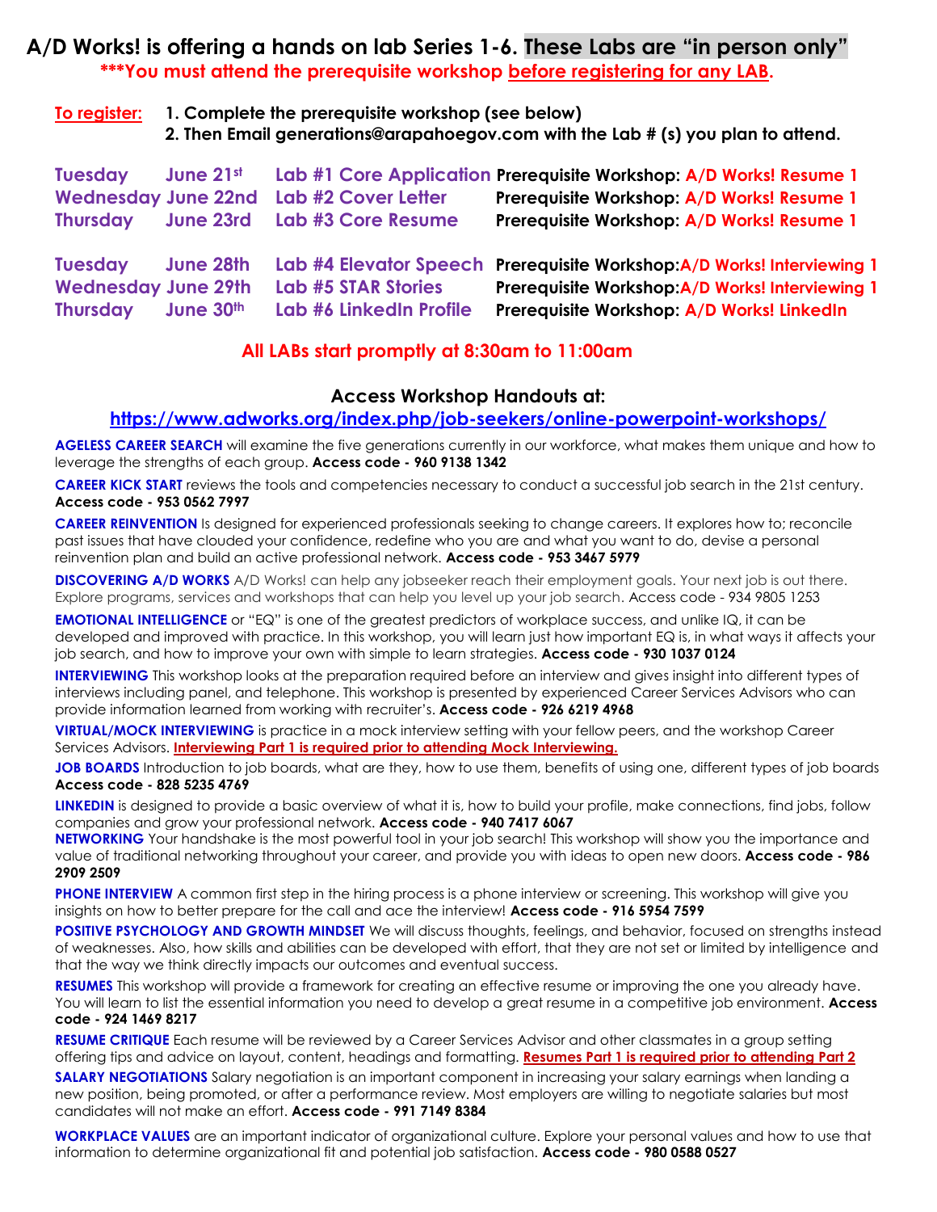# A/D Works! is offering a hands on lab Series 1-6. These Labs are "in person only"

**\*\*\*You must attend the prerequisite workshop before registering for any LAB.**

**To register:** **1. Complete the prerequisite workshop (see below)**
**2. Then Email generations@arapahoegov.com with the Lab # (s) you plan to attend.**

| | | | |
|---|---|---|---|
| Tuesday | June 21st | Lab #1 Core Application | Prerequisite Workshop: A/D Works! Resume 1 |
| Wednesday | June 22nd | Lab #2 Cover Letter | Prerequisite Workshop: A/D Works! Resume 1 |
| Thursday | June 23rd | Lab #3 Core Resume | Prerequisite Workshop: A/D Works! Resume 1 |
| Tuesday | June 28th | Lab #4 Elevator Speech | Prerequisite Workshop: A/D Works! Interviewing 1 |
| Wednesday | June 29th | Lab #5 STAR Stories | Prerequisite Workshop: A/D Works! Interviewing 1 |
| Thursday | June 30th | Lab #6 LinkedIn Profile | Prerequisite Workshop: A/D Works! LinkedIn |

**All LABs start promptly at 8:30am to 11:00am**

## Access Workshop Handouts at:

**https://www.adworks.org/index.php/job-seekers/online-powerpoint-workshops/**

**AGELESS CAREER SEARCH** will examine the five generations currently in our workforce, what makes them unique and how to leverage the strengths of each group. **Access code - 960 9138 1342**

**CAREER KICK START** reviews the tools and competencies necessary to conduct a successful job search in the 21st century. **Access code - 953 0562 7997**

**CAREER REINVENTION** Is designed for experienced professionals seeking to change careers. It explores how to; reconcile past issues that have clouded your confidence, redefine who you are and what you want to do, devise a personal reinvention plan and build an active professional network. **Access code - 953 3467 5979**

**DISCOVERING A/D WORKS** A/D Works! can help any jobseeker reach their employment goals. Your next job is out there. Explore programs, services and workshops that can help you level up your job search. Access code - 934 9805 1253

**EMOTIONAL INTELLIGENCE** or "EQ" is one of the greatest predictors of workplace success, and unlike IQ, it can be developed and improved with practice. In this workshop, you will learn just how important EQ is, in what ways it affects your job search, and how to improve your own with simple to learn strategies. **Access code - 930 1037 0124**

**INTERVIEWING** This workshop looks at the preparation required before an interview and gives insight into different types of interviews including panel, and telephone. This workshop is presented by experienced Career Services Advisors who can provide information learned from working with recruiter's. **Access code - 926 6219 4968**

**VIRTUAL/MOCK INTERVIEWING** is practice in a mock interview setting with your fellow peers, and the workshop Career Services Advisors. **Interviewing Part 1 is required prior to attending Mock Interviewing.**

**JOB BOARDS** Introduction to job boards, what are they, how to use them, benefits of using one, different types of job boards **Access code - 828 5235 4769**

**LINKEDIN** is designed to provide a basic overview of what it is, how to build your profile, make connections, find jobs, follow companies and grow your professional network. **Access code - 940 7417 6067**

**NETWORKING** Your handshake is the most powerful tool in your job search! This workshop will show you the importance and value of traditional networking throughout your career, and provide you with ideas to open new doors. **Access code - 986 2909 2509**

**PHONE INTERVIEW** A common first step in the hiring process is a phone interview or screening. This workshop will give you insights on how to better prepare for the call and ace the interview! **Access code - 916 5954 7599**

**POSITIVE PSYCHOLOGY AND GROWTH MINDSET** We will discuss thoughts, feelings, and behavior, focused on strengths instead of weaknesses. Also, how skills and abilities can be developed with effort, that they are not set or limited by intelligence and that the way we think directly impacts our outcomes and eventual success.

**RESUMES** This workshop will provide a framework for creating an effective resume or improving the one you already have. You will learn to list the essential information you need to develop a great resume in a competitive job environment. **Access code - 924 1469 8217**

**RESUME CRITIQUE** Each resume will be reviewed by a Career Services Advisor and other classmates in a group setting offering tips and advice on layout, content, headings and formatting. **Resumes Part 1 is required prior to attending Part 2**

**SALARY NEGOTIATIONS** Salary negotiation is an important component in increasing your salary earnings when landing a new position, being promoted, or after a performance review. Most employers are willing to negotiate salaries but most candidates will not make an effort. **Access code - 991 7149 8384**

**WORKPLACE VALUES** are an important indicator of organizational culture. Explore your personal values and how to use that information to determine organizational fit and potential job satisfaction. **Access code - 980 0588 0527**